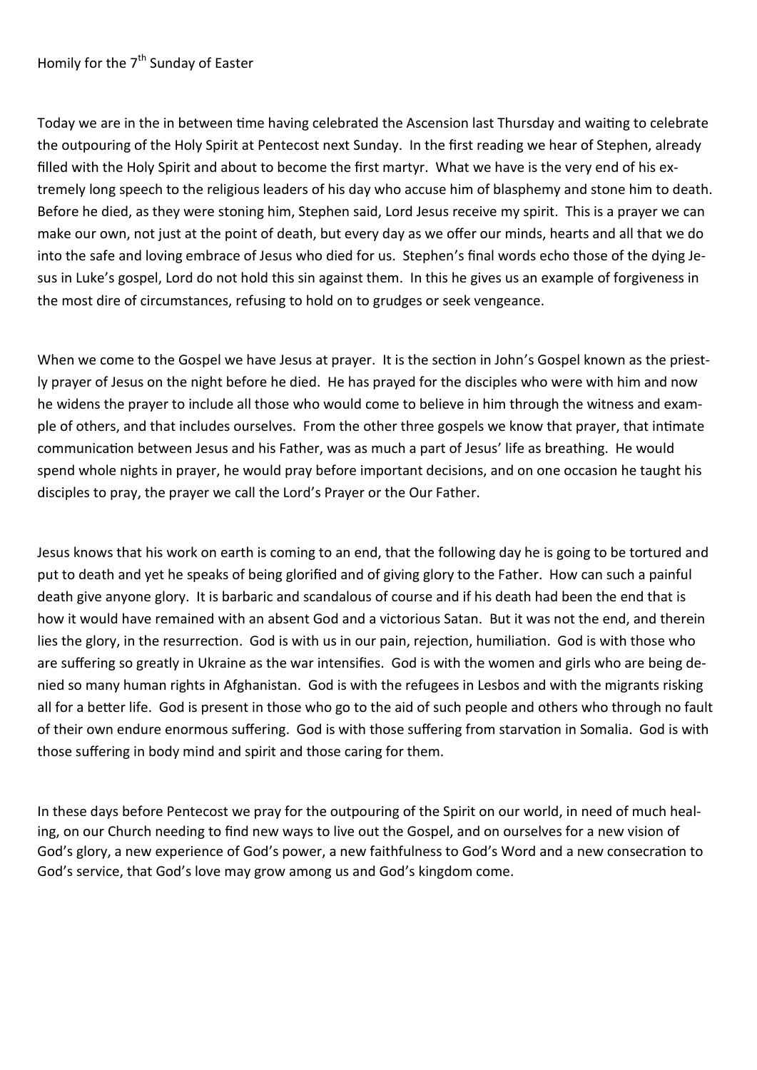Homily for the 7th Sunday of Easter

Today we are in the in between time having celebrated the Ascension last Thursday and waiting to celebrate the outpouring of the Holy Spirit at Pentecost next Sunday. In the first reading we hear of Stephen, already filled with the Holy Spirit and about to become the first martyr. What we have is the very end of his extremely long speech to the religious leaders of his day who accuse him of blasphemy and stone him to death. Before he died, as they were stoning him, Stephen said, Lord Jesus receive my spirit. This is a prayer we can make our own, not just at the point of death, but every day as we offer our minds, hearts and all that we do into the safe and loving embrace of Jesus who died for us. Stephen's final words echo those of the dying Jesus in Luke's gospel, Lord do not hold this sin against them. In this he gives us an example of forgiveness in the most dire of circumstances, refusing to hold on to grudges or seek vengeance.

When we come to the Gospel we have Jesus at prayer. It is the section in John's Gospel known as the priestly prayer of Jesus on the night before he died. He has prayed for the disciples who were with him and now he widens the prayer to include all those who would come to believe in him through the witness and example of others, and that includes ourselves. From the other three gospels we know that prayer, that intimate communication between Jesus and his Father, was as much a part of Jesus' life as breathing. He would spend whole nights in prayer, he would pray before important decisions, and on one occasion he taught his disciples to pray, the prayer we call the Lord's Prayer or the Our Father.

Jesus knows that his work on earth is coming to an end, that the following day he is going to be tortured and put to death and yet he speaks of being glorified and of giving glory to the Father. How can such a painful death give anyone glory. It is barbaric and scandalous of course and if his death had been the end that is how it would have remained with an absent God and a victorious Satan. But it was not the end, and therein lies the glory, in the resurrection. God is with us in our pain, rejection, humiliation. God is with those who are suffering so greatly in Ukraine as the war intensifies. God is with the women and girls who are being denied so many human rights in Afghanistan. God is with the refugees in Lesbos and with the migrants risking all for a better life. God is present in those who go to the aid of such people and others who through no fault of their own endure enormous suffering. God is with those suffering from starvation in Somalia. God is with those suffering in body mind and spirit and those caring for them.

In these days before Pentecost we pray for the outpouring of the Spirit on our world, in need of much healing, on our Church needing to find new ways to live out the Gospel, and on ourselves for a new vision of God's glory, a new experience of God's power, a new faithfulness to God's Word and a new consecration to God's service, that God's love may grow among us and God's kingdom come.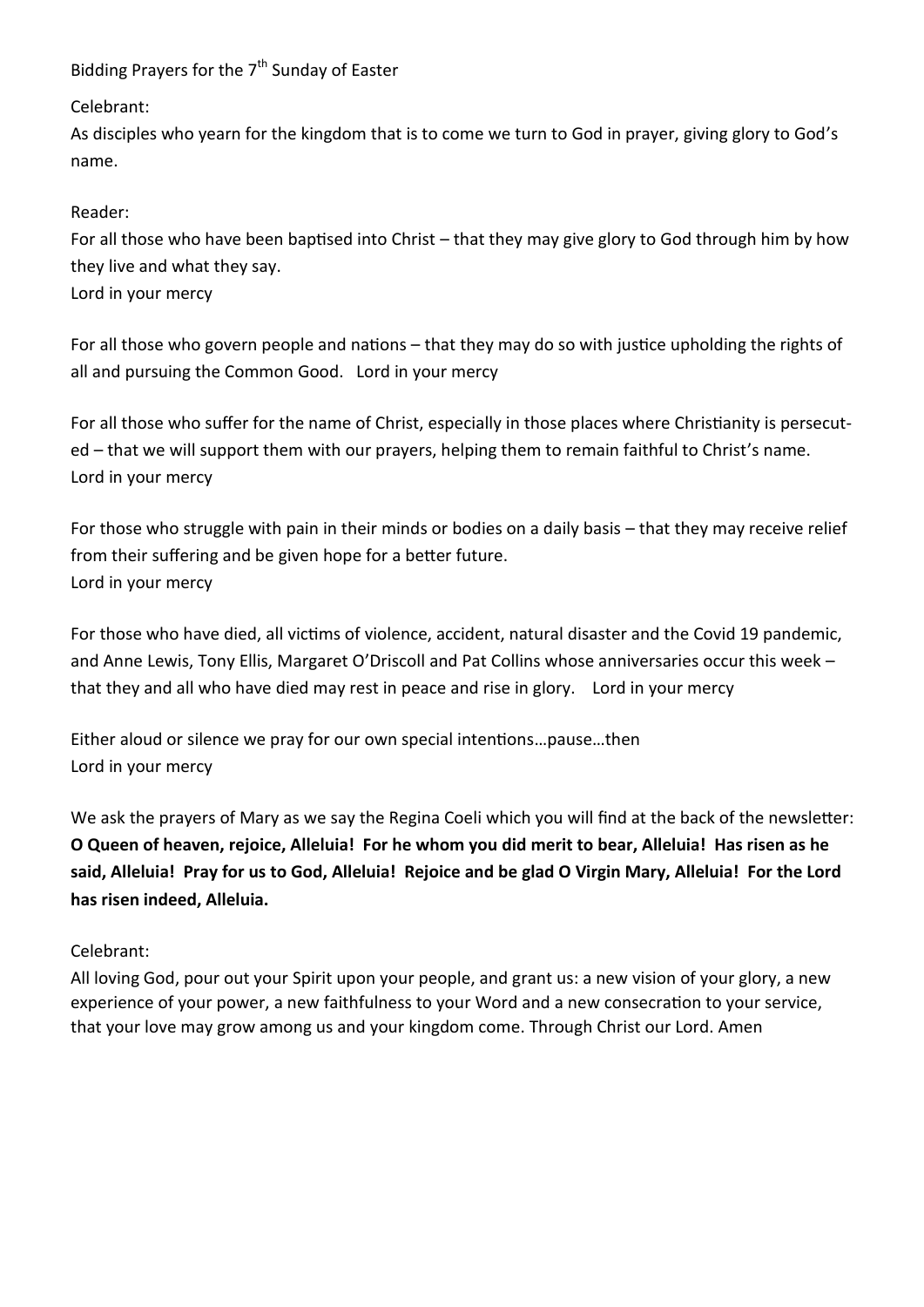Bidding Prayers for the 7th Sunday of Easter

Celebrant:
As disciples who yearn for the kingdom that is to come we turn to God in prayer, giving glory to God's name.

Reader:
For all those who have been baptised into Christ – that they may give glory to God through him by how they live and what they say.
Lord in your mercy

For all those who govern people and nations – that they may do so with justice upholding the rights of all and pursuing the Common Good. Lord in your mercy

For all those who suffer for the name of Christ, especially in those places where Christianity is persecuted – that we will support them with our prayers, helping them to remain faithful to Christ's name.
Lord in your mercy

For those who struggle with pain in their minds or bodies on a daily basis – that they may receive relief from their suffering and be given hope for a better future.
Lord in your mercy

For those who have died, all victims of violence, accident, natural disaster and the Covid 19 pandemic, and Anne Lewis, Tony Ellis, Margaret O'Driscoll and Pat Collins whose anniversaries occur this week – that they and all who have died may rest in peace and rise in glory. Lord in your mercy

Either aloud or silence we pray for our own special intentions…pause…then
Lord in your mercy

We ask the prayers of Mary as we say the Regina Coeli which you will find at the back of the newsletter:
**O Queen of heaven, rejoice, Alleluia! For he whom you did merit to bear, Alleluia! Has risen as he said, Alleluia! Pray for us to God, Alleluia! Rejoice and be glad O Virgin Mary, Alleluia! For the Lord has risen indeed, Alleluia.**

Celebrant:
All loving God, pour out your Spirit upon your people, and grant us: a new vision of your glory, a new experience of your power, a new faithfulness to your Word and a new consecration to your service, that your love may grow among us and your kingdom come. Through Christ our Lord. Amen